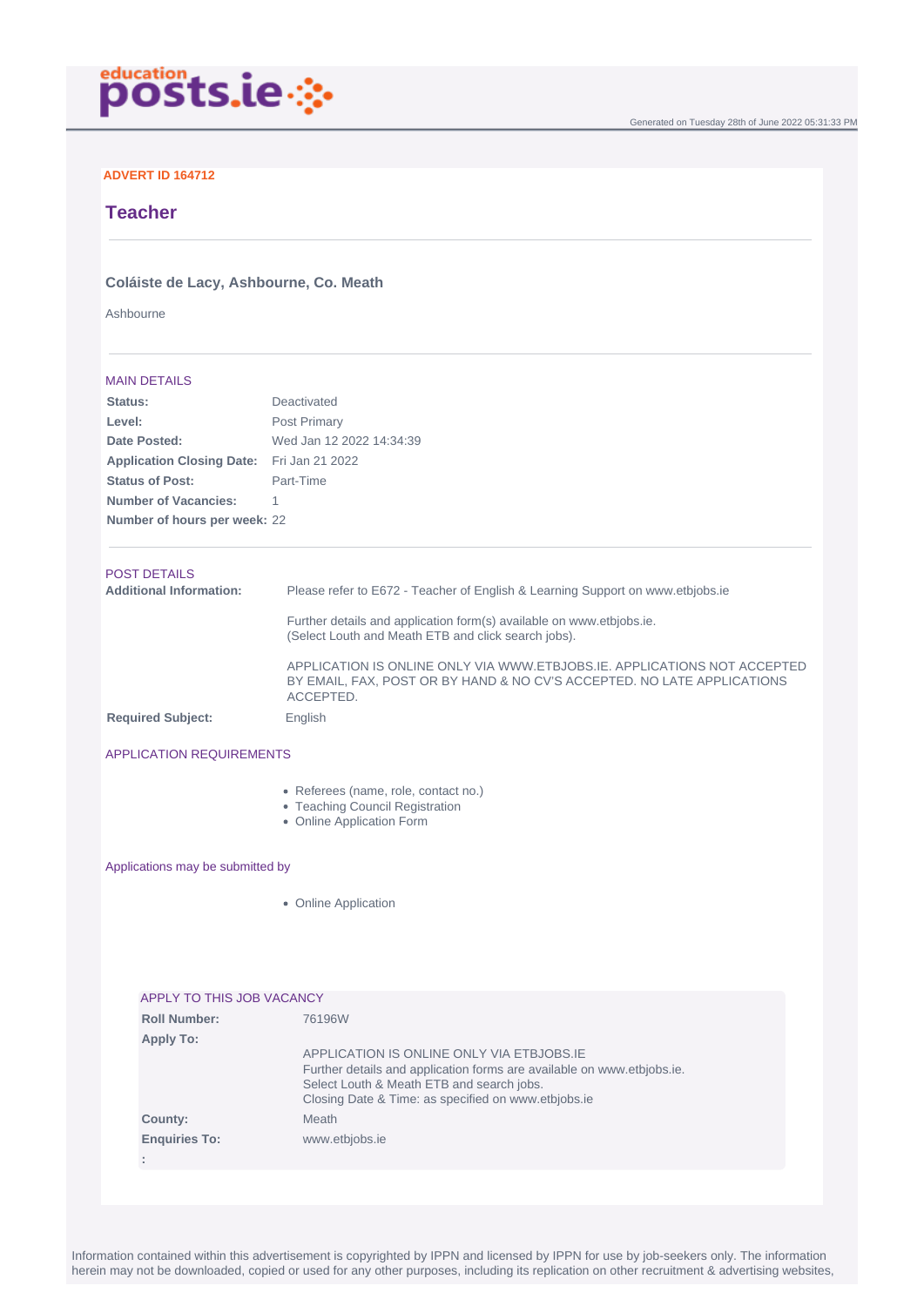education posts.ie

Generated on Tuesday 28th of June 2022 05:31:33 PM

**ADVERT ID 164712**

# Teacher

### Coláiste de Lacy, Ashbourne, Co. Meath

Ashbourne

## MAIN DETAILS

| | |
|---|---|
| **Status:** | Deactivated |
| **Level:** | Post Primary |
| **Date Posted:** | Wed Jan 12 2022 14:34:39 |
| **Application Closing Date:** | Fri Jan 21 2022 |
| **Status of Post:** | Part-Time |
| **Number of Vacancies:** | 1 |
| **Number of hours per week:** | 22 |

## POST DETAILS

**Additional Information:**

Please refer to E672 - Teacher of English & Learning Support on www.etbjobs.ie

Further details and application form(s) available on www.etbjobs.ie.
(Select Louth and Meath ETB and click search jobs).

APPLICATION IS ONLINE ONLY VIA WWW.ETBJOBS.IE. APPLICATIONS NOT ACCEPTED BY EMAIL, FAX, POST OR BY HAND & NO CV'S ACCEPTED. NO LATE APPLICATIONS ACCEPTED.

**Required Subject:** English

## APPLICATION REQUIREMENTS

- Referees (name, role, contact no.)
- Teaching Council Registration
- Online Application Form

## Applications may be submitted by

- Online Application

## APPLY TO THIS JOB VACANCY

**Roll Number:** 76196W

**Apply To:**

APPLICATION IS ONLINE ONLY VIA ETBJOBS.IE
Further details and application forms are available on www.etbjobs.ie.
Select Louth & Meath ETB and search jobs.
Closing Date & Time: as specified on www.etbjobs.ie

**County:** Meath

**Enquiries To:** www.etbjobs.ie

**:**

Information contained within this advertisement is copyrighted by IPPN and licensed by IPPN for use by job-seekers only. The information herein may not be downloaded, copied or used for any other purposes, including its replication on other recruitment & advertising websites,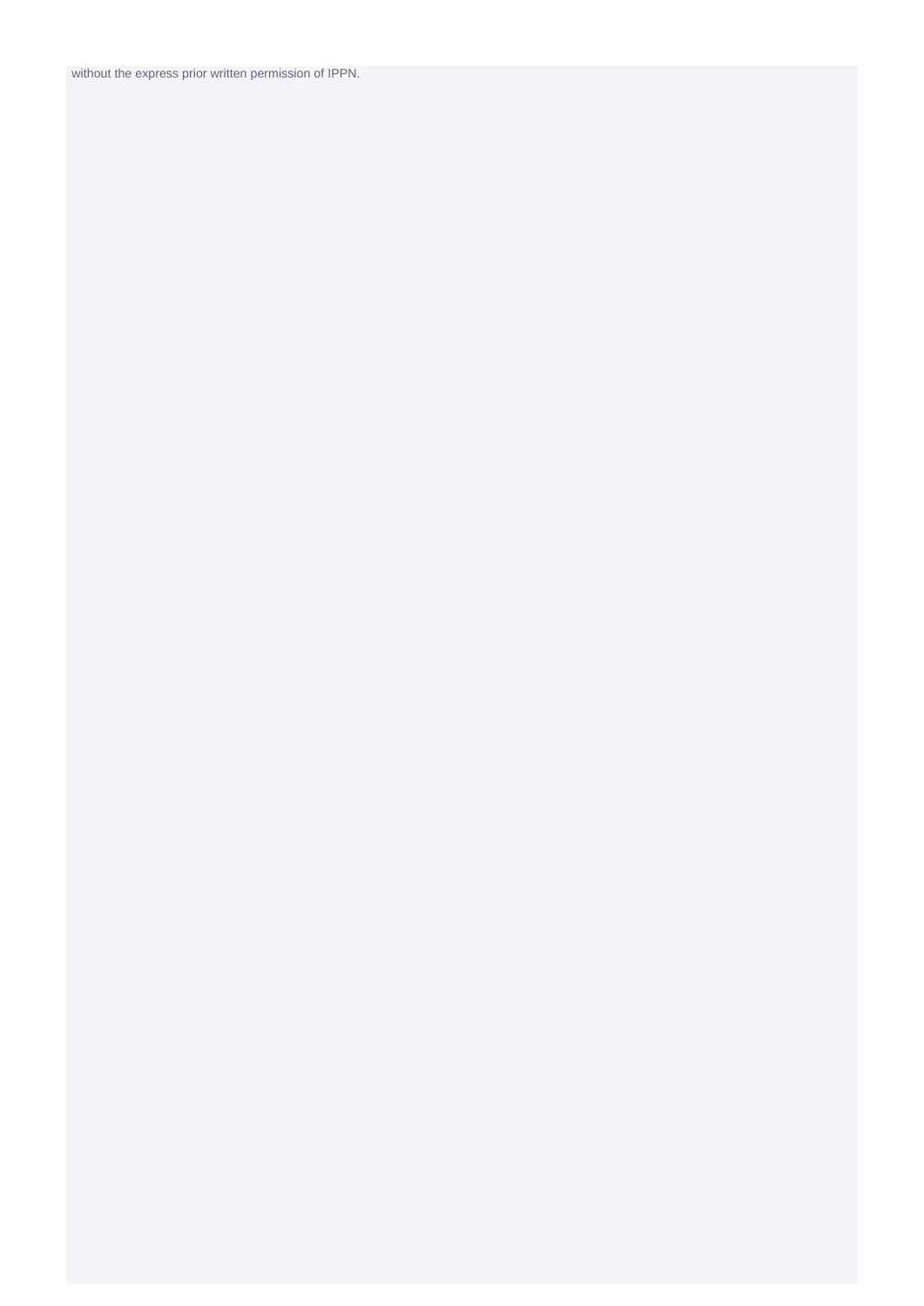without the express prior written permission of IPPN.